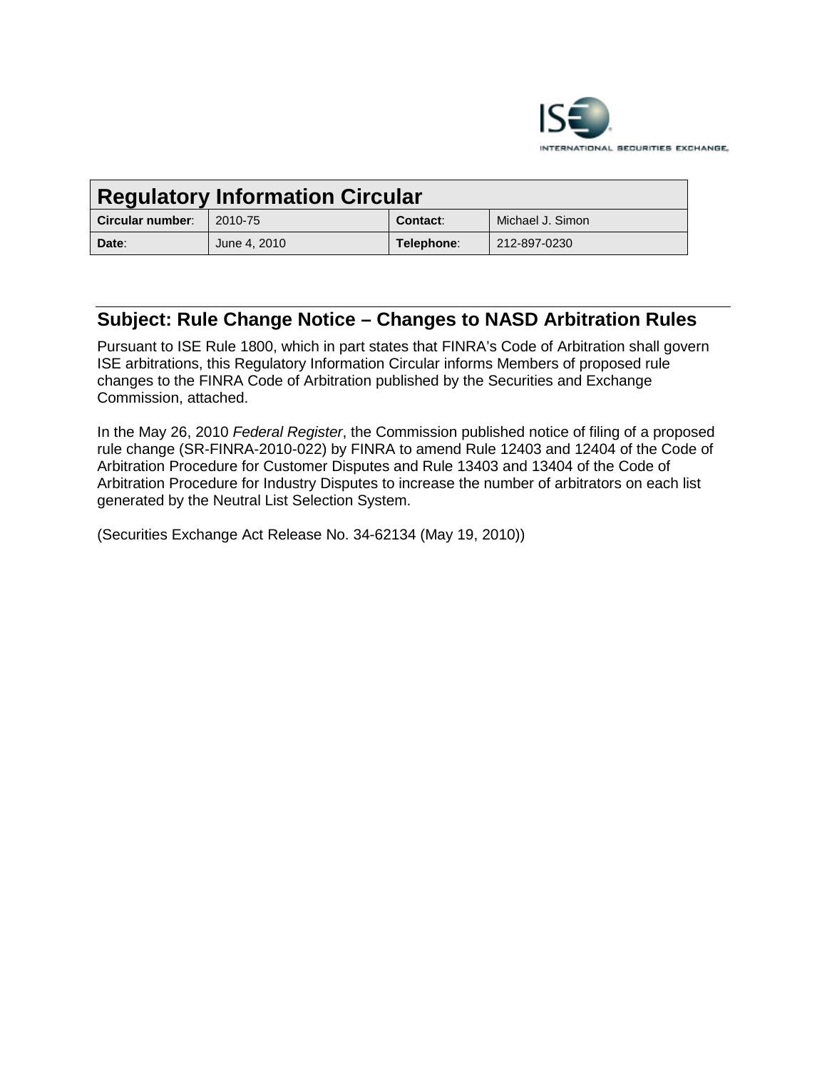# Regulatory Information Circular

| Circular number: | 2010-75 | Contact: | Michael J. Simon |
|---|---|---|---|
| Date: | June 4, 2010 | Telephone: | 212-897-0230 |

## Subject: Rule Change Notice – Changes to NASD Arbitration Rules

Pursuant to ISE Rule 1800, which in part states that FINRA's Code of Arbitration shall govern ISE arbitrations, this Regulatory Information Circular informs Members of proposed rule changes to the FINRA Code of Arbitration published by the Securities and Exchange Commission, attached.

In the May 26, 2010 *Federal Register*, the Commission published notice of filing of a proposed rule change (SR-FINRA-2010-022) by FINRA to amend Rule 12403 and 12404 of the Code of Arbitration Procedure for Customer Disputes and Rule 13403 and 13404 of the Code of Arbitration Procedure for Industry Disputes to increase the number of arbitrators on each list generated by the Neutral List Selection System.

(Securities Exchange Act Release No. 34-62134 (May 19, 2010))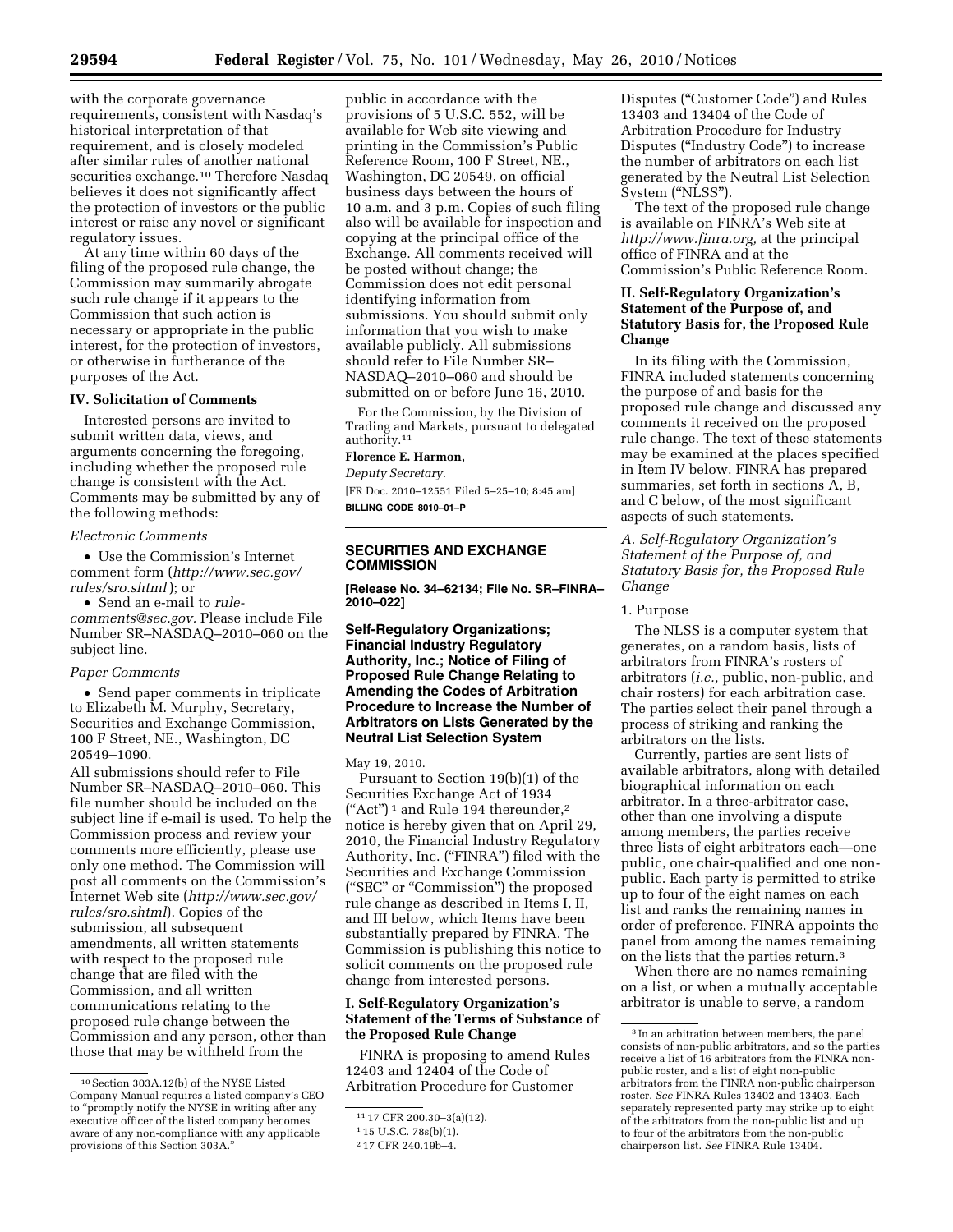with the corporate governance requirements, consistent with Nasdaq's historical interpretation of that requirement, and is closely modeled after similar rules of another national securities exchange.[10] Therefore Nasdaq believes it does not significantly affect the protection of investors or the public interest or raise any novel or significant regulatory issues.

At any time within 60 days of the filing of the proposed rule change, the Commission may summarily abrogate such rule change if it appears to the Commission that such action is necessary or appropriate in the public interest, for the protection of investors, or otherwise in furtherance of the purposes of the Act.

## IV. Solicitation of Comments

Interested persons are invited to submit written data, views, and arguments concerning the foregoing, including whether the proposed rule change is consistent with the Act. Comments may be submitted by any of the following methods:

*Electronic Comments*

- Use the Commission's Internet comment form (*http://www.sec.gov/rules/sro.shtml*); or
- Send an e-mail to *rule-comments@sec.gov.* Please include File Number SR–NASDAQ–2010–060 on the subject line.

*Paper Comments*

- Send paper comments in triplicate to Elizabeth M. Murphy, Secretary, Securities and Exchange Commission, 100 F Street, NE., Washington, DC 20549–1090.

All submissions should refer to File Number SR–NASDAQ–2010–060. This file number should be included on the subject line if e-mail is used. To help the Commission process and review your comments more efficiently, please use only one method. The Commission will post all comments on the Commission's Internet Web site (*http://www.sec.gov/rules/sro.shtml*). Copies of the submission, all subsequent amendments, all written statements with respect to the proposed rule change that are filed with the Commission, and all written communications relating to the proposed rule change between the Commission and any person, other than those that may be withheld from the public in accordance with the provisions of 5 U.S.C. 552, will be available for Web site viewing and printing in the Commission's Public Reference Room, 100 F Street, NE., Washington, DC 20549, on official business days between the hours of 10 a.m. and 3 p.m. Copies of such filing also will be available for inspection and copying at the principal office of the Exchange. All comments received will be posted without change; the Commission does not edit personal identifying information from submissions. You should submit only information that you wish to make available publicly. All submissions should refer to File Number SR–NASDAQ–2010–060 and should be submitted on or before June 16, 2010.

For the Commission, by the Division of Trading and Markets, pursuant to delegated authority.[11]

**Florence E. Harmon,**

*Deputy Secretary.*

[FR Doc. 2010–12551 Filed 5–25–10; 8:45 am]

**BILLING CODE 8010–01–P**

---

## SECURITIES AND EXCHANGE COMMISSION

**[Release No. 34–62134; File No. SR–FINRA–2010–022]**

## Self-Regulatory Organizations; Financial Industry Regulatory Authority, Inc.; Notice of Filing of Proposed Rule Change Relating to Amending the Codes of Arbitration Procedure to Increase the Number of Arbitrators on Lists Generated by the Neutral List Selection System

May 19, 2010.

Pursuant to Section 19(b)(1) of the Securities Exchange Act of 1934 ("Act")[1] and Rule 19b–4 thereunder,[2] notice is hereby given that on April 29, 2010, the Financial Industry Regulatory Authority, Inc. ("FINRA") filed with the Securities and Exchange Commission ("SEC" or "Commission") the proposed rule change as described in Items I, II, and III below, which Items have been substantially prepared by FINRA. The Commission is publishing this notice to solicit comments on the proposed rule change from interested persons.

## I. Self-Regulatory Organization's Statement of the Terms of Substance of the Proposed Rule Change

FINRA is proposing to amend Rules 12403 and 12404 of the Code of Arbitration Procedure for Customer Disputes ("Customer Code") and Rules 13403 and 13404 of the Code of Arbitration Procedure for Industry Disputes ("Industry Code") to increase the number of arbitrators on each list generated by the Neutral List Selection System ("NLSS").

The text of the proposed rule change is available on FINRA's Web site at *http://www.finra.org,* at the principal office of FINRA and at the Commission's Public Reference Room.

## II. Self-Regulatory Organization's Statement of the Purpose of, and Statutory Basis for, the Proposed Rule Change

In its filing with the Commission, FINRA included statements concerning the purpose of and basis for the proposed rule change and discussed any comments it received on the proposed rule change. The text of these statements may be examined at the places specified in Item IV below. FINRA has prepared summaries, set forth in sections A, B, and C below, of the most significant aspects of such statements.

### *A. Self-Regulatory Organization's Statement of the Purpose of, and Statutory Basis for, the Proposed Rule Change*

#### 1. Purpose

The NLSS is a computer system that generates, on a random basis, lists of arbitrators from FINRA's rosters of arbitrators (*i.e.,* public, non-public, and chair rosters) for each arbitration case. The parties select their panel through a process of striking and ranking the arbitrators on the lists.

Currently, parties are sent lists of available arbitrators, along with detailed biographical information on each arbitrator. In a three-arbitrator case, other than one involving a dispute among members, the parties receive three lists of eight arbitrators each—one public, one chair-qualified and one non-public. Each party is permitted to strike up to four of the eight names on each list and ranks the remaining names in order of preference. FINRA appoints the panel from among the names remaining on the lists that the parties return.[3]

When there are no names remaining on a list, or when a mutually acceptable arbitrator is unable to serve, a random

---

[10] Section 303A.12(b) of the NYSE Listed Company Manual requires a listed company's CEO to "promptly notify the NYSE in writing after any executive officer of the listed company becomes aware of any non-compliance with any applicable provisions of this Section 303A."

[11] 17 CFR 200.30–3(a)(12).

[1] 15 U.S.C. 78s(b)(1).

[2] 17 CFR 240.19b–4.

[3] In an arbitration between members, the panel consists of non-public arbitrators, and so the parties receive a list of 16 arbitrators from the FINRA non-public roster, and a list of eight non-public arbitrators from the FINRA non-public chairperson roster. *See* FINRA Rules 13402 and 13403. Each separately represented party may strike up to eight of the arbitrators from the non-public list and up to four of the arbitrators from the non-public chairperson list. *See* FINRA Rule 13404.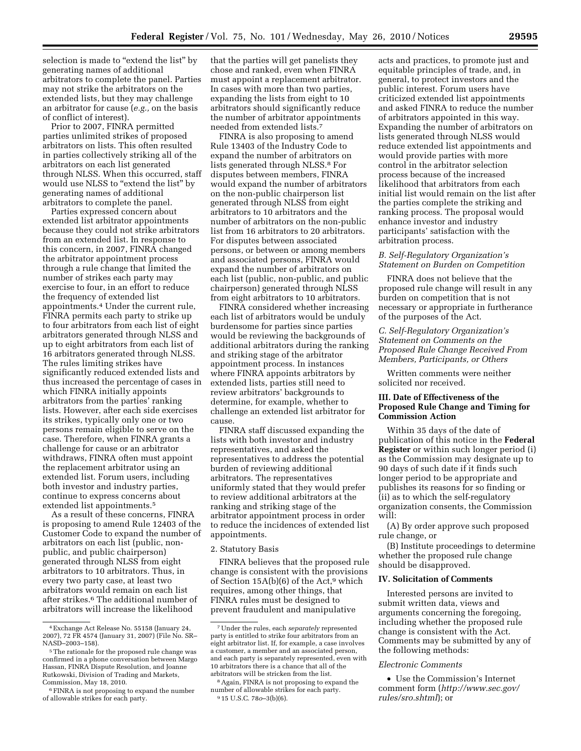selection is made to "extend the list" by generating names of additional arbitrators to complete the panel. Parties may not strike the arbitrators on the extended lists, but they may challenge an arbitrator for cause (*e.g.,* on the basis of conflict of interest).

Prior to 2007, FINRA permitted parties unlimited strikes of proposed arbitrators on lists. This often resulted in parties collectively striking all of the arbitrators on each list generated through NLSS. When this occurred, staff would use NLSS to "extend the list" by generating names of additional arbitrators to complete the panel.

Parties expressed concern about extended list arbitrator appointments because they could not strike arbitrators from an extended list. In response to this concern, in 2007, FINRA changed the arbitrator appointment process through a rule change that limited the number of strikes each party may exercise to four, in an effort to reduce the frequency of extended list appointments.[4] Under the current rule, FINRA permits each party to strike up to four arbitrators from each list of eight arbitrators generated through NLSS and up to eight arbitrators from each list of 16 arbitrators generated through NLSS. The rules limiting strikes have significantly reduced extended lists and thus increased the percentage of cases in which FINRA initially appoints arbitrators from the parties' ranking lists. However, after each side exercises its strikes, typically only one or two persons remain eligible to serve on the case. Therefore, when FINRA grants a challenge for cause or an arbitrator withdraws, FINRA often must appoint the replacement arbitrator using an extended list. Forum users, including both investor and industry parties, continue to express concerns about extended list appointments.[5]

As a result of these concerns, FINRA is proposing to amend Rule 12403 of the Customer Code to expand the number of arbitrators on each list (public, non-public, and public chairperson) generated through NLSS from eight arbitrators to 10 arbitrators. Thus, in every two party case, at least two arbitrators would remain on each list after strikes.[6] The additional number of arbitrators will increase the likelihood that the parties will get panelists they chose and ranked, even when FINRA must appoint a replacement arbitrator. In cases with more than two parties, expanding the lists from eight to 10 arbitrators should significantly reduce the number of arbitrator appointments needed from extended lists.[7]

FINRA is also proposing to amend Rule 13403 of the Industry Code to expand the number of arbitrators on lists generated through NLSS.[8] For disputes between members, FINRA would expand the number of arbitrators on the non-public chairperson list generated through NLSS from eight arbitrators to 10 arbitrators and the number of arbitrators on the non-public list from 16 arbitrators to 20 arbitrators. For disputes between associated persons, or between or among members and associated persons, FINRA would expand the number of arbitrators on each list (public, non-public, and public chairperson) generated through NLSS from eight arbitrators to 10 arbitrators.

FINRA considered whether increasing each list of arbitrators would be unduly burdensome for parties since parties would be reviewing the backgrounds of additional arbitrators during the ranking and striking stage of the arbitrator appointment process. In instances where FINRA appoints arbitrators by extended lists, parties still need to review arbitrators' backgrounds to determine, for example, whether to challenge an extended list arbitrator for cause.

FINRA staff discussed expanding the lists with both investor and industry representatives, and asked the representatives to address the potential burden of reviewing additional arbitrators. The representatives uniformly stated that they would prefer to review additional arbitrators at the ranking and striking stage of the arbitrator appointment process in order to reduce the incidences of extended list appointments.

2. Statutory Basis

FINRA believes that the proposed rule change is consistent with the provisions of Section 15A(b)(6) of the Act,[9] which requires, among other things, that FINRA rules must be designed to prevent fraudulent and manipulative acts and practices, to promote just and equitable principles of trade, and, in general, to protect investors and the public interest. Forum users have criticized extended list appointments and asked FINRA to reduce the number of arbitrators appointed in this way. Expanding the number of arbitrators on lists generated through NLSS would reduce extended list appointments and would provide parties with more control in the arbitrator selection process because of the increased likelihood that arbitrators from each initial list would remain on the list after the parties complete the striking and ranking process. The proposal would enhance investor and industry participants' satisfaction with the arbitration process.

### *B. Self-Regulatory Organization's Statement on Burden on Competition*

FINRA does not believe that the proposed rule change will result in any burden on competition that is not necessary or appropriate in furtherance of the purposes of the Act.

### *C. Self-Regulatory Organization's Statement on Comments on the Proposed Rule Change Received From Members, Participants, or Others*

Written comments were neither solicited nor received.

## III. Date of Effectiveness of the Proposed Rule Change and Timing for Commission Action

Within 35 days of the date of publication of this notice in the **Federal Register** or within such longer period (i) as the Commission may designate up to 90 days of such date if it finds such longer period to be appropriate and publishes its reasons for so finding or (ii) as to which the self-regulatory organization consents, the Commission will:

(A) By order approve such proposed rule change, or

(B) Institute proceedings to determine whether the proposed rule change should be disapproved.

## IV. Solicitation of Comments

Interested persons are invited to submit written data, views and arguments concerning the foregoing, including whether the proposed rule change is consistent with the Act. Comments may be submitted by any of the following methods:

*Electronic Comments*

- Use the Commission's Internet comment form (*http://www.sec.gov/rules/sro.shtml*); or

---

[4] Exchange Act Release No. 55158 (January 24, 2007), 72 FR 4574 (January 31, 2007) (File No. SR–NASD–2003–158).

[5] The rationale for the proposed rule change was confirmed in a phone conversation between Margo Hassan, FINRA Dispute Resolution, and Joanne Rutkowski, Division of Trading and Markets, Commission, May 18, 2010.

[6] FINRA is not proposing to expand the number of allowable strikes for each party.

[7] Under the rules, each *separately* represented party is entitled to strike four arbitrators from an eight arbitrator list. If, for example, a case involves a customer, a member and an associated person, and each party is separately represented, even with 10 arbitrators there is a chance that all of the arbitrators will be stricken from the list.

[8] Again, FINRA is not proposing to expand the number of allowable strikes for each party.

[9] 15 U.S.C. 78*o*–3(b)(6).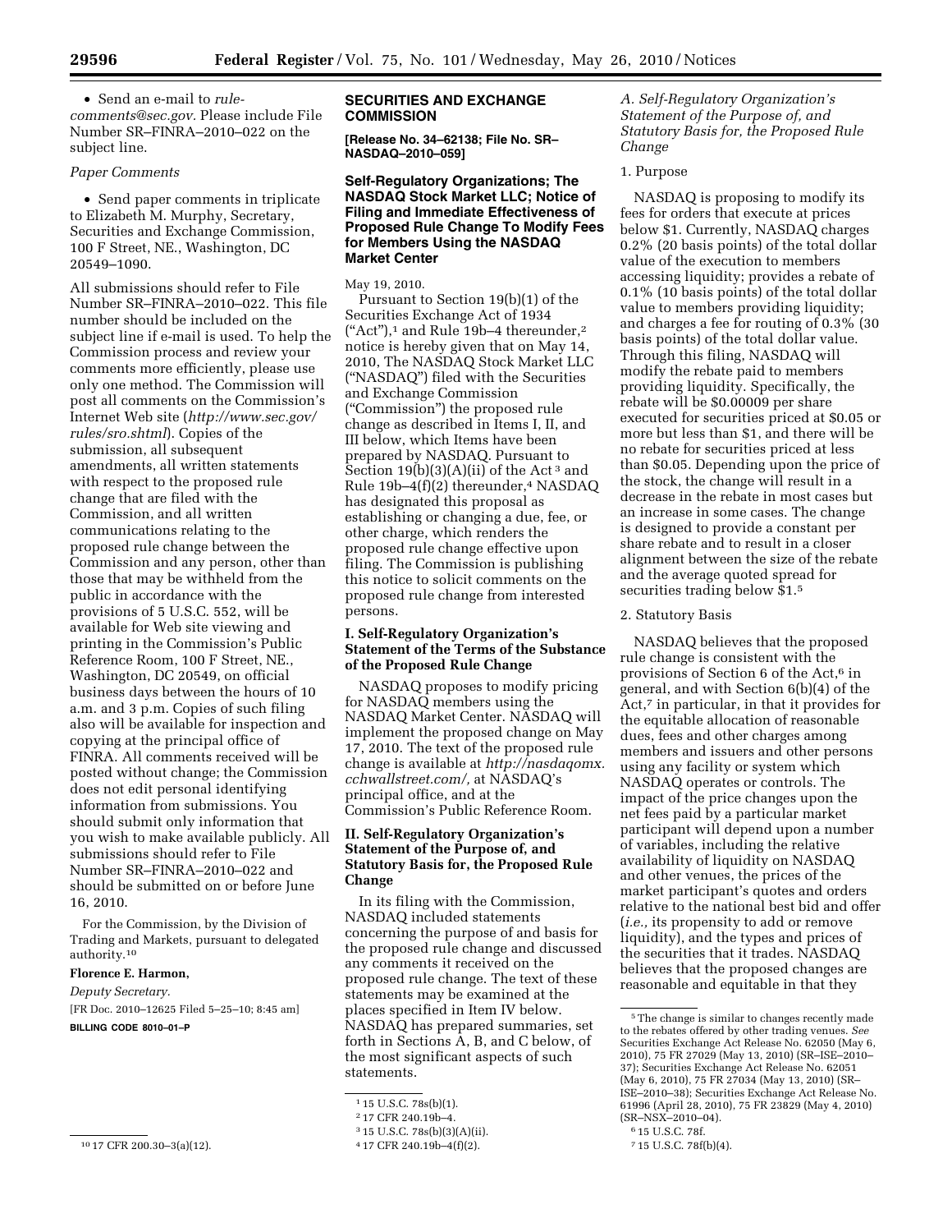• Send an e-mail to *rule-comments@sec.gov.* Please include File Number SR–FINRA–2010–022 on the subject line.

*Paper Comments*

• Send paper comments in triplicate to Elizabeth M. Murphy, Secretary, Securities and Exchange Commission, 100 F Street, NE., Washington, DC 20549–1090.

All submissions should refer to File Number SR–FINRA–2010–022. This file number should be included on the subject line if e-mail is used. To help the Commission process and review your comments more efficiently, please use only one method. The Commission will post all comments on the Commission's Internet Web site (*http://www.sec.gov/rules/sro.shtml*). Copies of the submission, all subsequent amendments, all written statements with respect to the proposed rule change that are filed with the Commission, and all written communications relating to the proposed rule change between the Commission and any person, other than those that may be withheld from the public in accordance with the provisions of 5 U.S.C. 552, will be available for Web site viewing and printing in the Commission's Public Reference Room, 100 F Street, NE., Washington, DC 20549, on official business days between the hours of 10 a.m. and 3 p.m. Copies of such filing also will be available for inspection and copying at the principal office of FINRA. All comments received will be posted without change; the Commission does not edit personal identifying information from submissions. You should submit only information that you wish to make available publicly. All submissions should refer to File Number SR–FINRA–2010–022 and should be submitted on or before June 16, 2010.

For the Commission, by the Division of Trading and Markets, pursuant to delegated authority.[10]

**Florence E. Harmon,**

*Deputy Secretary.*

[FR Doc. 2010–12625 Filed 5–25–10; 8:45 am]

**BILLING CODE 8010–01–P**

[10] 17 CFR 200.30–3(a)(12).

## SECURITIES AND EXCHANGE COMMISSION

**[Release No. 34–62138; File No. SR–NASDAQ–2010–059]**

### Self-Regulatory Organizations; The NASDAQ Stock Market LLC; Notice of Filing and Immediate Effectiveness of Proposed Rule Change To Modify Fees for Members Using the NASDAQ Market Center

May 19, 2010.

Pursuant to Section 19(b)(1) of the Securities Exchange Act of 1934 ("Act"),[1] and Rule 19b–4 thereunder,[2] notice is hereby given that on May 14, 2010, The NASDAQ Stock Market LLC ("NASDAQ") filed with the Securities and Exchange Commission ("Commission") the proposed rule change as described in Items I, II, and III below, which Items have been prepared by NASDAQ. Pursuant to Section 19(b)(3)(A)(ii) of the Act [3] and Rule 19b–4(f)(2) thereunder,[4] NASDAQ has designated this proposal as establishing or changing a due, fee, or other charge, which renders the proposed rule change effective upon filing. The Commission is publishing this notice to solicit comments on the proposed rule change from interested persons.

### I. Self-Regulatory Organization's Statement of the Terms of the Substance of the Proposed Rule Change

NASDAQ proposes to modify pricing for NASDAQ members using the NASDAQ Market Center. NASDAQ will implement the proposed change on May 17, 2010. The text of the proposed rule change is available at *http://nasdaqomx.cchwallstreet.com/,* at NASDAQ's principal office, and at the Commission's Public Reference Room.

### II. Self-Regulatory Organization's Statement of the Purpose of, and Statutory Basis for, the Proposed Rule Change

In its filing with the Commission, NASDAQ included statements concerning the purpose of and basis for the proposed rule change and discussed any comments it received on the proposed rule change. The text of these statements may be examined at the places specified in Item IV below. NASDAQ has prepared summaries, set forth in Sections A, B, and C below, of the most significant aspects of such statements.

[1] 15 U.S.C. 78s(b)(1).

[2] 17 CFR 240.19b–4.

[3] 15 U.S.C. 78s(b)(3)(A)(ii).

[4] 17 CFR 240.19b–4(f)(2).

*A. Self-Regulatory Organization's Statement of the Purpose of, and Statutory Basis for, the Proposed Rule Change*

1. Purpose

NASDAQ is proposing to modify its fees for orders that execute at prices below \$1. Currently, NASDAQ charges 0.2% (20 basis points) of the total dollar value of the execution to members accessing liquidity; provides a rebate of 0.1% (10 basis points) of the total dollar value to members providing liquidity; and charges a fee for routing of 0.3% (30 basis points) of the total dollar value. Through this filing, NASDAQ will modify the rebate paid to members providing liquidity. Specifically, the rebate will be \$0.00009 per share executed for securities priced at \$0.05 or more but less than \$1, and there will be no rebate for securities priced at less than \$0.05. Depending upon the price of the stock, the change will result in a decrease in the rebate in most cases but an increase in some cases. The change is designed to provide a constant per share rebate and to result in a closer alignment between the size of the rebate and the average quoted spread for securities trading below \$1.[5]

2. Statutory Basis

NASDAQ believes that the proposed rule change is consistent with the provisions of Section 6 of the Act,[6] in general, and with Section 6(b)(4) of the Act,[7] in particular, in that it provides for the equitable allocation of reasonable dues, fees and other charges among members and issuers and other persons using any facility or system which NASDAQ operates or controls. The impact of the price changes upon the net fees paid by a particular market participant will depend upon a number of variables, including the relative availability of liquidity on NASDAQ and other venues, the prices of the market participant's quotes and orders relative to the national best bid and offer (*i.e.,* its propensity to add or remove liquidity), and the types and prices of the securities that it trades. NASDAQ believes that the proposed changes are reasonable and equitable in that they

[5] The change is similar to changes recently made to the rebates offered by other trading venues. *See* Securities Exchange Act Release No. 62050 (May 6, 2010), 75 FR 27029 (May 13, 2010) (SR–ISE–2010–37); Securities Exchange Act Release No. 62051 (May 6, 2010), 75 FR 27034 (May 13, 2010) (SR–ISE–2010–38); Securities Exchange Act Release No. 61996 (April 28, 2010), 75 FR 23829 (May 4, 2010) (SR–NSX–2010–04).

[6] 15 U.S.C. 78f.

[7] 15 U.S.C. 78f(b)(4).